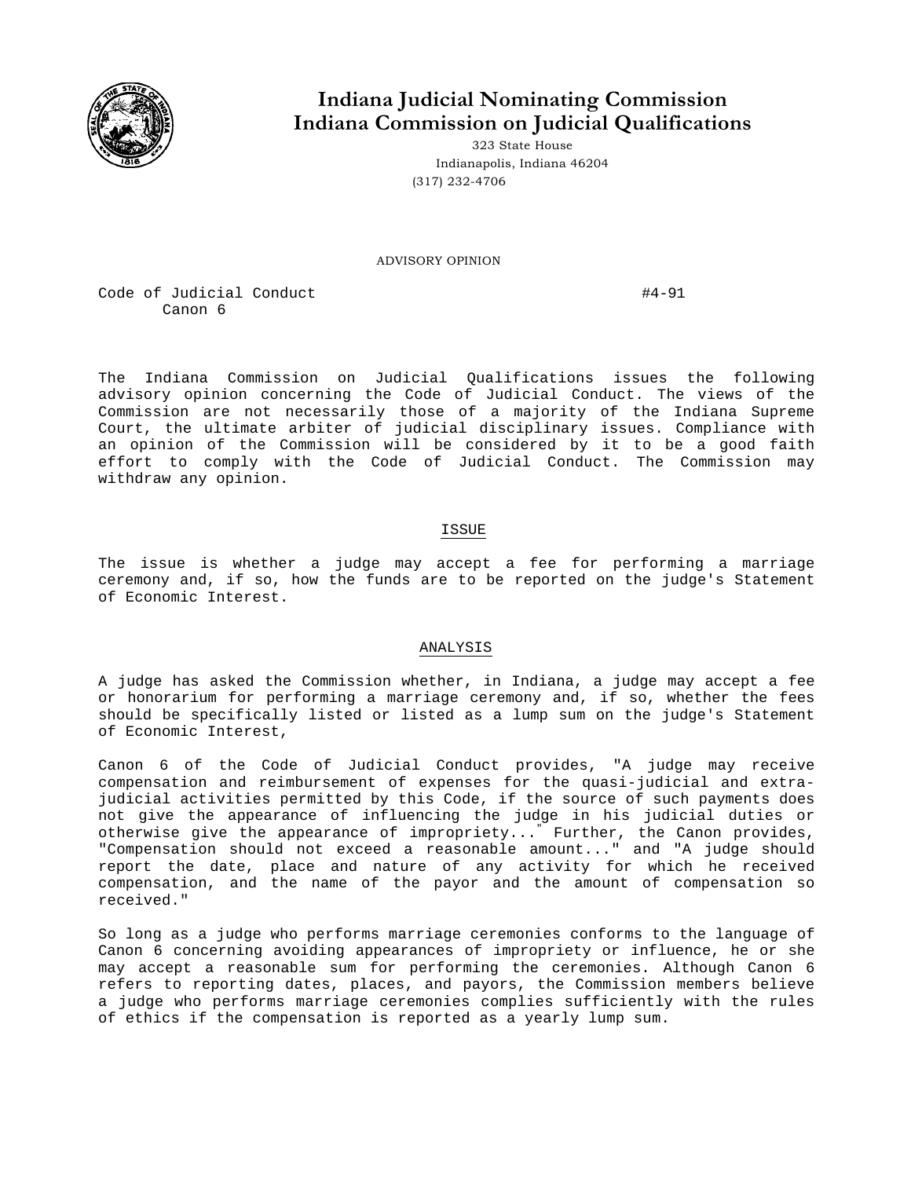# Indiana Judicial Nominating Commission
# Indiana Commission on Judicial Qualifications

323 State House
Indianapolis, Indiana 46204
(317) 232-4706

ADVISORY OPINION

Code of Judicial Conduct #4-91
Canon 6

The Indiana Commission on Judicial Qualifications issues the following advisory opinion concerning the Code of Judicial Conduct. The views of the Commission are not necessarily those of a majority of the Indiana Supreme Court, the ultimate arbiter of judicial disciplinary issues. Compliance with an opinion of the Commission will be considered by it to be a good faith effort to comply with the Code of Judicial Conduct. The Commission may withdraw any opinion.

## ISSUE

The issue is whether a judge may accept a fee for performing a marriage ceremony and, if so, how the funds are to be reported on the judge's Statement of Economic Interest.

## ANALYSIS

A judge has asked the Commission whether, in Indiana, a judge may accept a fee or honorarium for performing a marriage ceremony and, if so, whether the fees should be specifically listed or listed as a lump sum on the judge's Statement of Economic Interest,

Canon 6 of the Code of Judicial Conduct provides, "A judge may receive compensation and reimbursement of expenses for the quasi-judicial and extra-judicial activities permitted by this Code, if the source of such payments does not give the appearance of influencing the judge in his judicial duties or otherwise give the appearance of impropriety..." Further, the Canon provides, "Compensation should not exceed a reasonable amount..." and "A judge should report the date, place and nature of any activity for which he received compensation, and the name of the payor and the amount of compensation so received."

So long as a judge who performs marriage ceremonies conforms to the language of Canon 6 concerning avoiding appearances of impropriety or influence, he or she may accept a reasonable sum for performing the ceremonies. Although Canon 6 refers to reporting dates, places, and payors, the Commission members believe a judge who performs marriage ceremonies complies sufficiently with the rules of ethics if the compensation is reported as a yearly lump sum.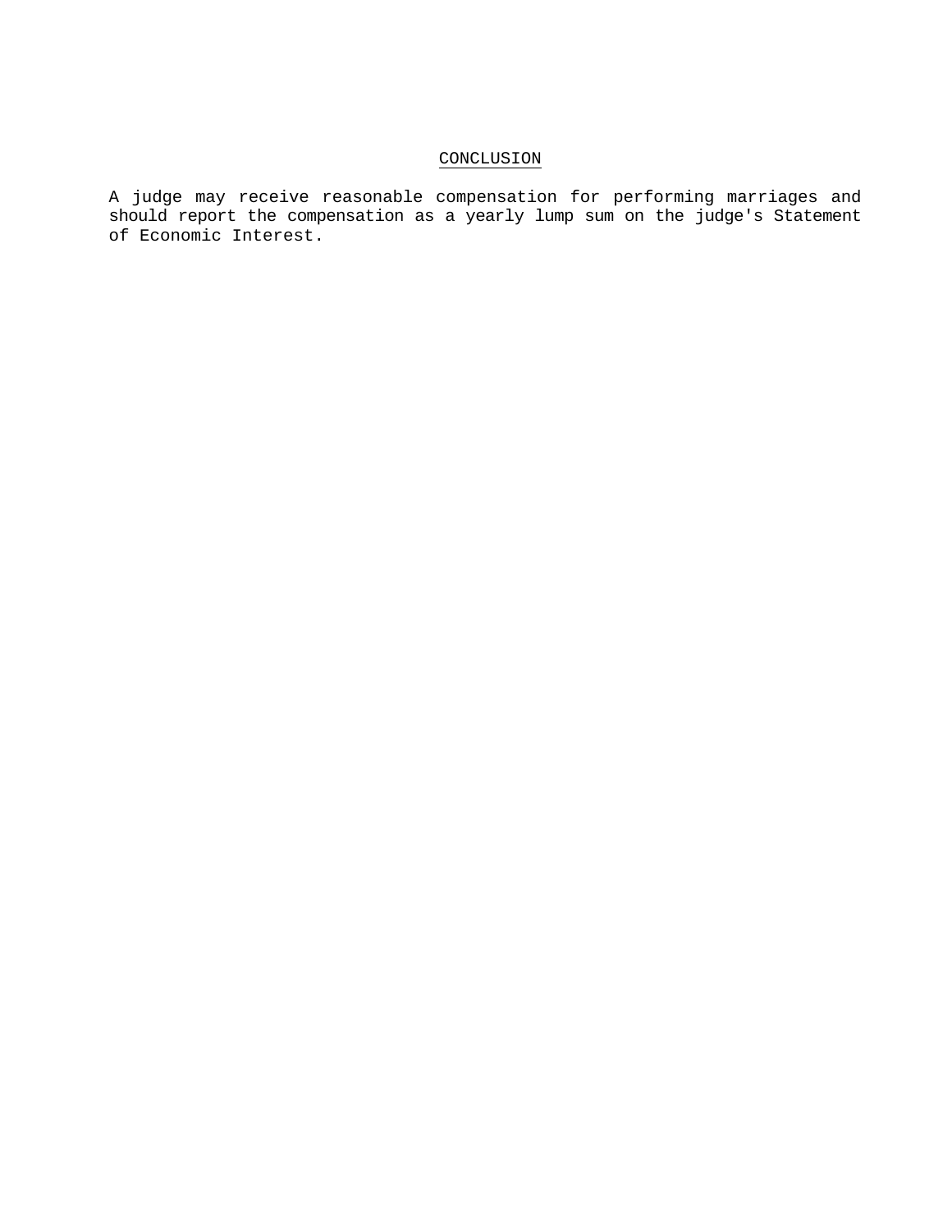## CONCLUSION

A judge may receive reasonable compensation for performing marriages and should report the compensation as a yearly lump sum on the judge's Statement of Economic Interest.